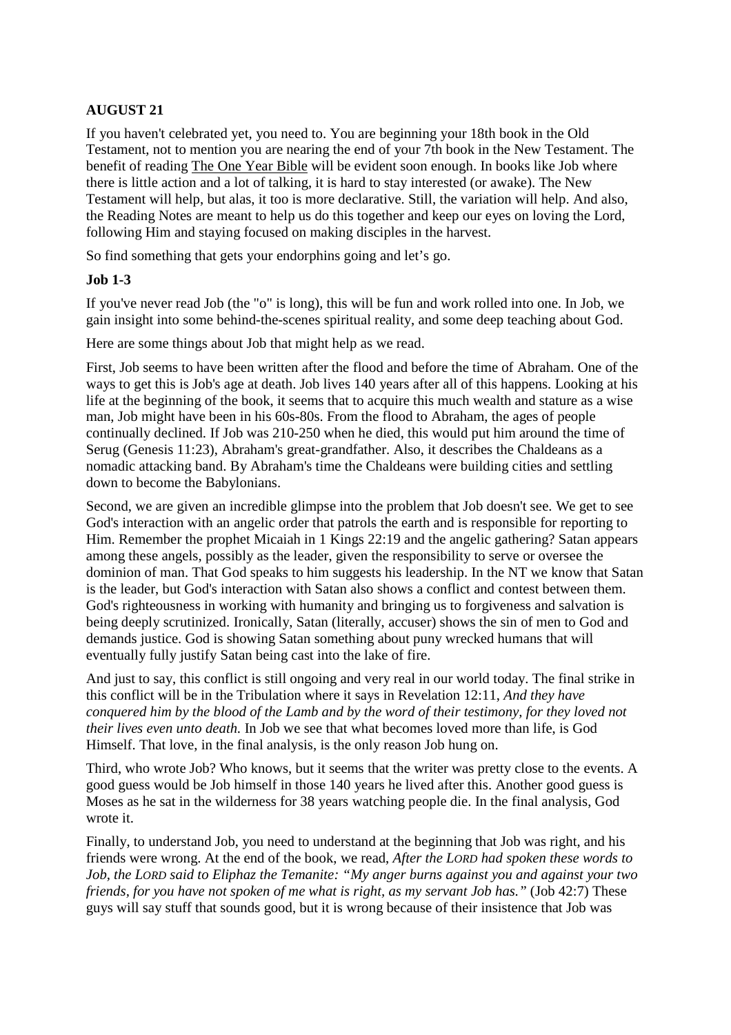**AUGUST 21**

If you haven't celebrated yet, you need to. You are beginning your 18th book in the Old Testament, not to mention you are nearing the end of your 7th book in the New Testament. The benefit of reading The One Year Bible will be evident soon enough. In books like Job where there is little action and a lot of talking, it is hard to stay interested (or awake). The New Testament will help, but alas, it too is more declarative. Still, the variation will help. And also, the Reading Notes are meant to help us do this together and keep our eyes on loving the Lord, following Him and staying focused on making disciples in the harvest.

So find something that gets your endorphins going and let's go.

**Job 1-3**

If you've never read Job (the "o" is long), this will be fun and work rolled into one. In Job, we gain insight into some behind-the-scenes spiritual reality, and some deep teaching about God.

Here are some things about Job that might help as we read.

First, Job seems to have been written after the flood and before the time of Abraham. One of the ways to get this is Job's age at death. Job lives 140 years after all of this happens. Looking at his life at the beginning of the book, it seems that to acquire this much wealth and stature as a wise man, Job might have been in his 60s-80s. From the flood to Abraham, the ages of people continually declined. If Job was 210-250 when he died, this would put him around the time of Serug (Genesis 11:23), Abraham's great-grandfather. Also, it describes the Chaldeans as a nomadic attacking band. By Abraham's time the Chaldeans were building cities and settling down to become the Babylonians.

Second, we are given an incredible glimpse into the problem that Job doesn't see. We get to see God's interaction with an angelic order that patrols the earth and is responsible for reporting to Him. Remember the prophet Micaiah in 1 Kings 22:19 and the angelic gathering? Satan appears among these angels, possibly as the leader, given the responsibility to serve or oversee the dominion of man. That God speaks to him suggests his leadership. In the NT we know that Satan is the leader, but God's interaction with Satan also shows a conflict and contest between them. God's righteousness in working with humanity and bringing us to forgiveness and salvation is being deeply scrutinized. Ironically, Satan (literally, accuser) shows the sin of men to God and demands justice. God is showing Satan something about puny wrecked humans that will eventually fully justify Satan being cast into the lake of fire.

And just to say, this conflict is still ongoing and very real in our world today. The final strike in this conflict will be in the Tribulation where it says in Revelation 12:11, *And they have conquered him by the blood of the Lamb and by the word of their testimony, for they loved not their lives even unto death.* In Job we see that what becomes loved more than life, is God Himself. That love, in the final analysis, is the only reason Job hung on.

Third, who wrote Job? Who knows, but it seems that the writer was pretty close to the events. A good guess would be Job himself in those 140 years he lived after this. Another good guess is Moses as he sat in the wilderness for 38 years watching people die. In the final analysis, God wrote it.

Finally, to understand Job, you need to understand at the beginning that Job was right, and his friends were wrong. At the end of the book, we read, *After the LORD had spoken these words to Job, the LORD said to Eliphaz the Temanite: "My anger burns against you and against your two friends, for you have not spoken of me what is right, as my servant Job has."* (Job 42:7) These guys will say stuff that sounds good, but it is wrong because of their insistence that Job was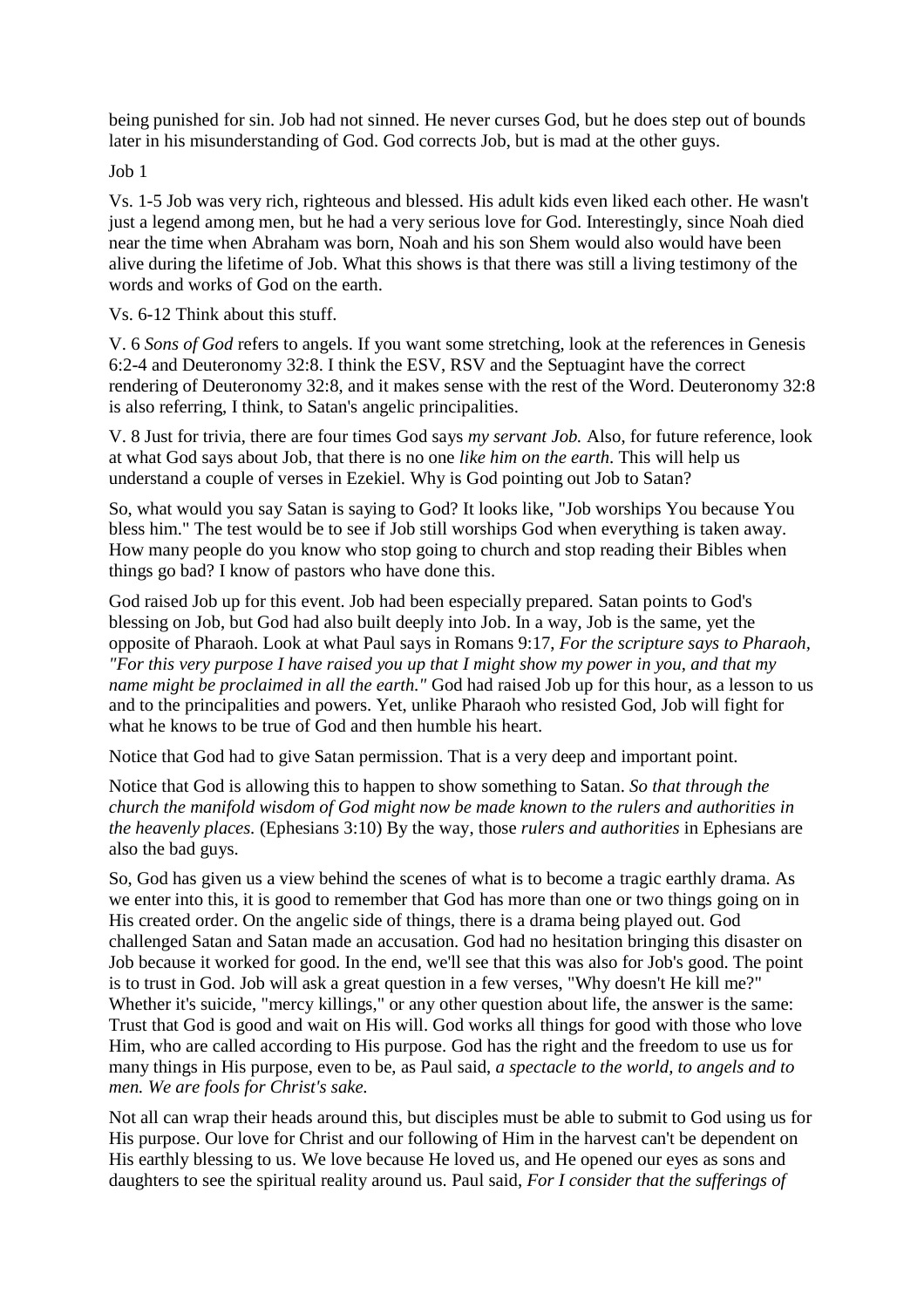being punished for sin. Job had not sinned. He never curses God, but he does step out of bounds later in his misunderstanding of God. God corrects Job, but is mad at the other guys.

Job 1

Vs. 1-5 Job was very rich, righteous and blessed. His adult kids even liked each other. He wasn't just a legend among men, but he had a very serious love for God. Interestingly, since Noah died near the time when Abraham was born, Noah and his son Shem would also would have been alive during the lifetime of Job. What this shows is that there was still a living testimony of the words and works of God on the earth.

Vs. 6-12 Think about this stuff.

V. 6 *Sons of God* refers to angels. If you want some stretching, look at the references in Genesis 6:2-4 and Deuteronomy 32:8. I think the ESV, RSV and the Septuagint have the correct rendering of Deuteronomy 32:8, and it makes sense with the rest of the Word. Deuteronomy 32:8 is also referring, I think, to Satan's angelic principalities.

V. 8 Just for trivia, there are four times God says *my servant Job.* Also, for future reference, look at what God says about Job, that there is no one *like him on the earth.* This will help us understand a couple of verses in Ezekiel. Why is God pointing out Job to Satan?

So, what would you say Satan is saying to God? It looks like, "Job worships You because You bless him." The test would be to see if Job still worships God when everything is taken away. How many people do you know who stop going to church and stop reading their Bibles when things go bad? I know of pastors who have done this.

God raised Job up for this event. Job had been especially prepared. Satan points to God's blessing on Job, but God had also built deeply into Job. In a way, Job is the same, yet the opposite of Pharaoh. Look at what Paul says in Romans 9:17, *For the scripture says to Pharaoh, "For this very purpose I have raised you up that I might show my power in you, and that my name might be proclaimed in all the earth."* God had raised Job up for this hour, as a lesson to us and to the principalities and powers. Yet, unlike Pharaoh who resisted God, Job will fight for what he knows to be true of God and then humble his heart.

Notice that God had to give Satan permission. That is a very deep and important point.

Notice that God is allowing this to happen to show something to Satan. *So that through the church the manifold wisdom of God might now be made known to the rulers and authorities in the heavenly places.* (Ephesians 3:10) By the way, those *rulers and authorities* in Ephesians are also the bad guys.

So, God has given us a view behind the scenes of what is to become a tragic earthly drama. As we enter into this, it is good to remember that God has more than one or two things going on in His created order. On the angelic side of things, there is a drama being played out. God challenged Satan and Satan made an accusation. God had no hesitation bringing this disaster on Job because it worked for good. In the end, we'll see that this was also for Job's good. The point is to trust in God. Job will ask a great question in a few verses, "Why doesn't He kill me?" Whether it's suicide, "mercy killings," or any other question about life, the answer is the same: Trust that God is good and wait on His will. God works all things for good with those who love Him, who are called according to His purpose. God has the right and the freedom to use us for many things in His purpose, even to be, as Paul said, *a spectacle to the world, to angels and to men. We are fools for Christ's sake.*

Not all can wrap their heads around this, but disciples must be able to submit to God using us for His purpose. Our love for Christ and our following of Him in the harvest can't be dependent on His earthly blessing to us. We love because He loved us, and He opened our eyes as sons and daughters to see the spiritual reality around us. Paul said, *For I consider that the sufferings of*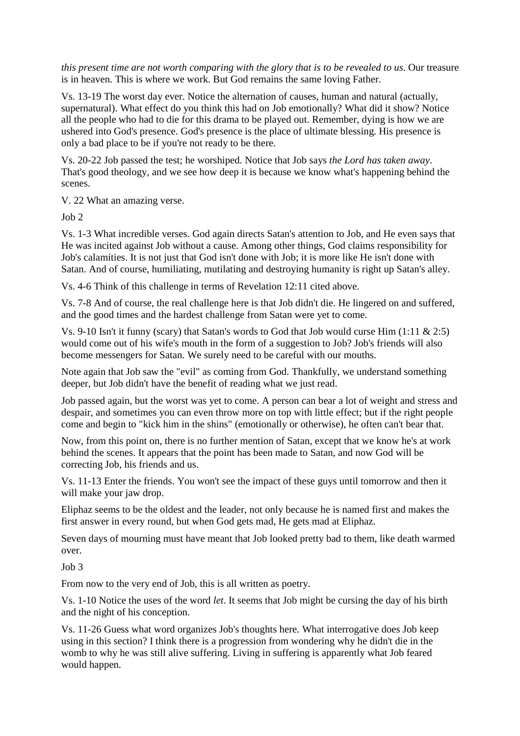*this present time are not worth comparing with the glory that is to be revealed to us*. Our treasure is in heaven. This is where we work. But God remains the same loving Father.

Vs. 13-19 The worst day ever. Notice the alternation of causes, human and natural (actually, supernatural). What effect do you think this had on Job emotionally? What did it show? Notice all the people who had to die for this drama to be played out. Remember, dying is how we are ushered into God's presence. God's presence is the place of ultimate blessing. His presence is only a bad place to be if you're not ready to be there.

Vs. 20-22 Job passed the test; he worshiped. Notice that Job says *the Lord has taken away*. That's good theology, and we see how deep it is because we know what's happening behind the scenes.

V. 22 What an amazing verse.

Job 2

Vs. 1-3 What incredible verses. God again directs Satan's attention to Job, and He even says that He was incited against Job without a cause. Among other things, God claims responsibility for Job's calamities. It is not just that God isn't done with Job; it is more like He isn't done with Satan. And of course, humiliating, mutilating and destroying humanity is right up Satan's alley.

Vs. 4-6 Think of this challenge in terms of Revelation 12:11 cited above.

Vs. 7-8 And of course, the real challenge here is that Job didn't die. He lingered on and suffered, and the good times and the hardest challenge from Satan were yet to come.

Vs. 9-10 Isn't it funny (scary) that Satan's words to God that Job would curse Him (1:11 & 2:5) would come out of his wife's mouth in the form of a suggestion to Job? Job's friends will also become messengers for Satan. We surely need to be careful with our mouths.

Note again that Job saw the "evil" as coming from God. Thankfully, we understand something deeper, but Job didn't have the benefit of reading what we just read.

Job passed again, but the worst was yet to come. A person can bear a lot of weight and stress and despair, and sometimes you can even throw more on top with little effect; but if the right people come and begin to "kick him in the shins" (emotionally or otherwise), he often can't bear that.

Now, from this point on, there is no further mention of Satan, except that we know he's at work behind the scenes. It appears that the point has been made to Satan, and now God will be correcting Job, his friends and us.

Vs. 11-13 Enter the friends. You won't see the impact of these guys until tomorrow and then it will make your jaw drop.

Eliphaz seems to be the oldest and the leader, not only because he is named first and makes the first answer in every round, but when God gets mad, He gets mad at Eliphaz.

Seven days of mourning must have meant that Job looked pretty bad to them, like death warmed over.

Job 3

From now to the very end of Job, this is all written as poetry.

Vs. 1-10 Notice the uses of the word *let*. It seems that Job might be cursing the day of his birth and the night of his conception.

Vs. 11-26 Guess what word organizes Job's thoughts here. What interrogative does Job keep using in this section? I think there is a progression from wondering why he didn't die in the womb to why he was still alive suffering. Living in suffering is apparently what Job feared would happen.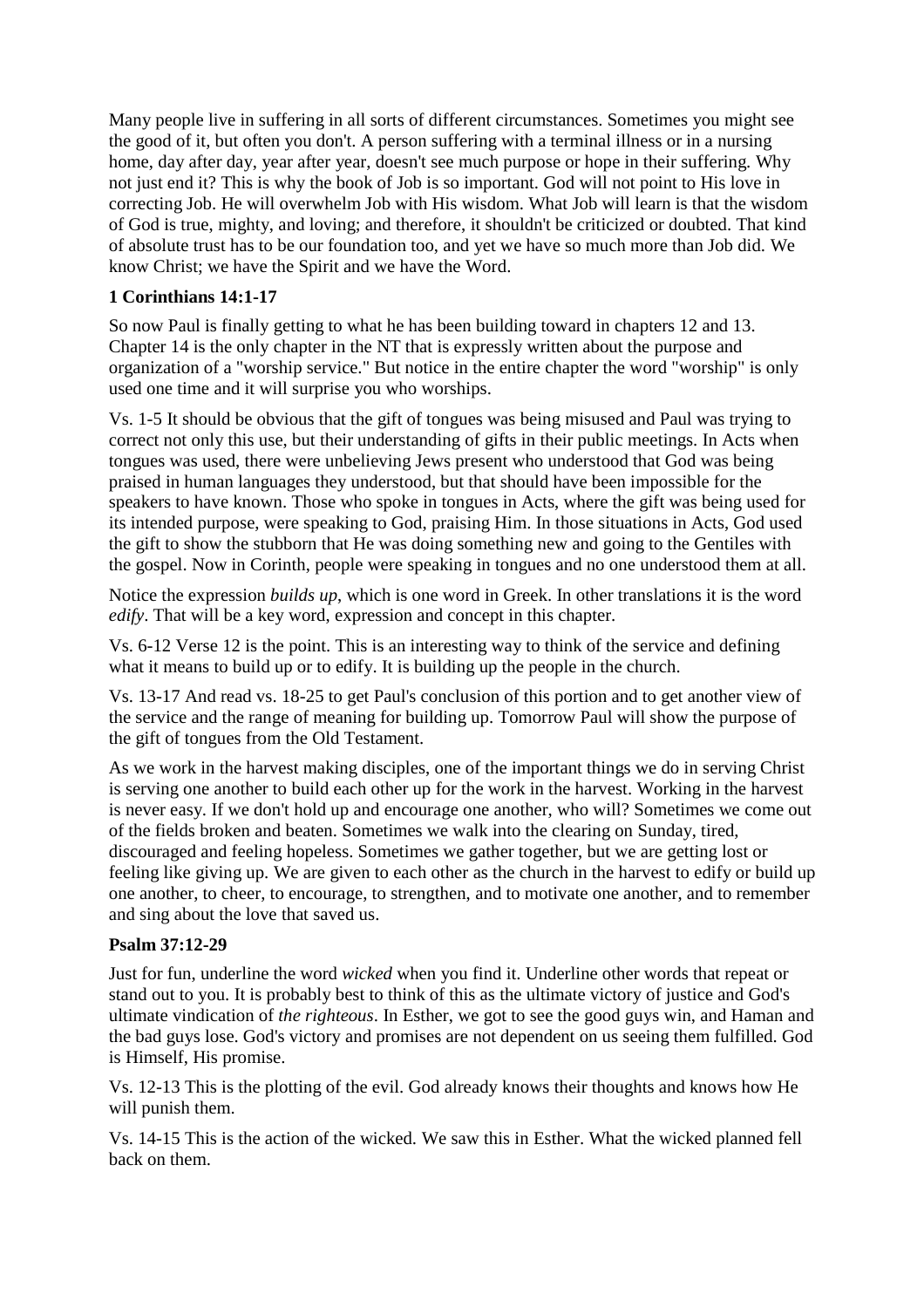Many people live in suffering in all sorts of different circumstances. Sometimes you might see the good of it, but often you don't. A person suffering with a terminal illness or in a nursing home, day after day, year after year, doesn't see much purpose or hope in their suffering. Why not just end it? This is why the book of Job is so important. God will not point to His love in correcting Job. He will overwhelm Job with His wisdom. What Job will learn is that the wisdom of God is true, mighty, and loving; and therefore, it shouldn't be criticized or doubted. That kind of absolute trust has to be our foundation too, and yet we have so much more than Job did. We know Christ; we have the Spirit and we have the Word.

**1 Corinthians 14:1-17**

So now Paul is finally getting to what he has been building toward in chapters 12 and 13. Chapter 14 is the only chapter in the NT that is expressly written about the purpose and organization of a "worship service." But notice in the entire chapter the word "worship" is only used one time and it will surprise you who worships.

Vs. 1-5 It should be obvious that the gift of tongues was being misused and Paul was trying to correct not only this use, but their understanding of gifts in their public meetings. In Acts when tongues was used, there were unbelieving Jews present who understood that God was being praised in human languages they understood, but that should have been impossible for the speakers to have known. Those who spoke in tongues in Acts, where the gift was being used for its intended purpose, were speaking to God, praising Him. In those situations in Acts, God used the gift to show the stubborn that He was doing something new and going to the Gentiles with the gospel. Now in Corinth, people were speaking in tongues and no one understood them at all.

Notice the expression *builds up*, which is one word in Greek. In other translations it is the word *edify*. That will be a key word, expression and concept in this chapter.

Vs. 6-12 Verse 12 is the point. This is an interesting way to think of the service and defining what it means to build up or to edify. It is building up the people in the church.

Vs. 13-17 And read vs. 18-25 to get Paul's conclusion of this portion and to get another view of the service and the range of meaning for building up. Tomorrow Paul will show the purpose of the gift of tongues from the Old Testament.

As we work in the harvest making disciples, one of the important things we do in serving Christ is serving one another to build each other up for the work in the harvest. Working in the harvest is never easy. If we don't hold up and encourage one another, who will? Sometimes we come out of the fields broken and beaten. Sometimes we walk into the clearing on Sunday, tired, discouraged and feeling hopeless. Sometimes we gather together, but we are getting lost or feeling like giving up. We are given to each other as the church in the harvest to edify or build up one another, to cheer, to encourage, to strengthen, and to motivate one another, and to remember and sing about the love that saved us.

**Psalm 37:12-29**

Just for fun, underline the word *wicked* when you find it. Underline other words that repeat or stand out to you. It is probably best to think of this as the ultimate victory of justice and God's ultimate vindication of *the righteous*. In Esther, we got to see the good guys win, and Haman and the bad guys lose. God's victory and promises are not dependent on us seeing them fulfilled. God is Himself, His promise.

Vs. 12-13 This is the plotting of the evil. God already knows their thoughts and knows how He will punish them.

Vs. 14-15 This is the action of the wicked. We saw this in Esther. What the wicked planned fell back on them.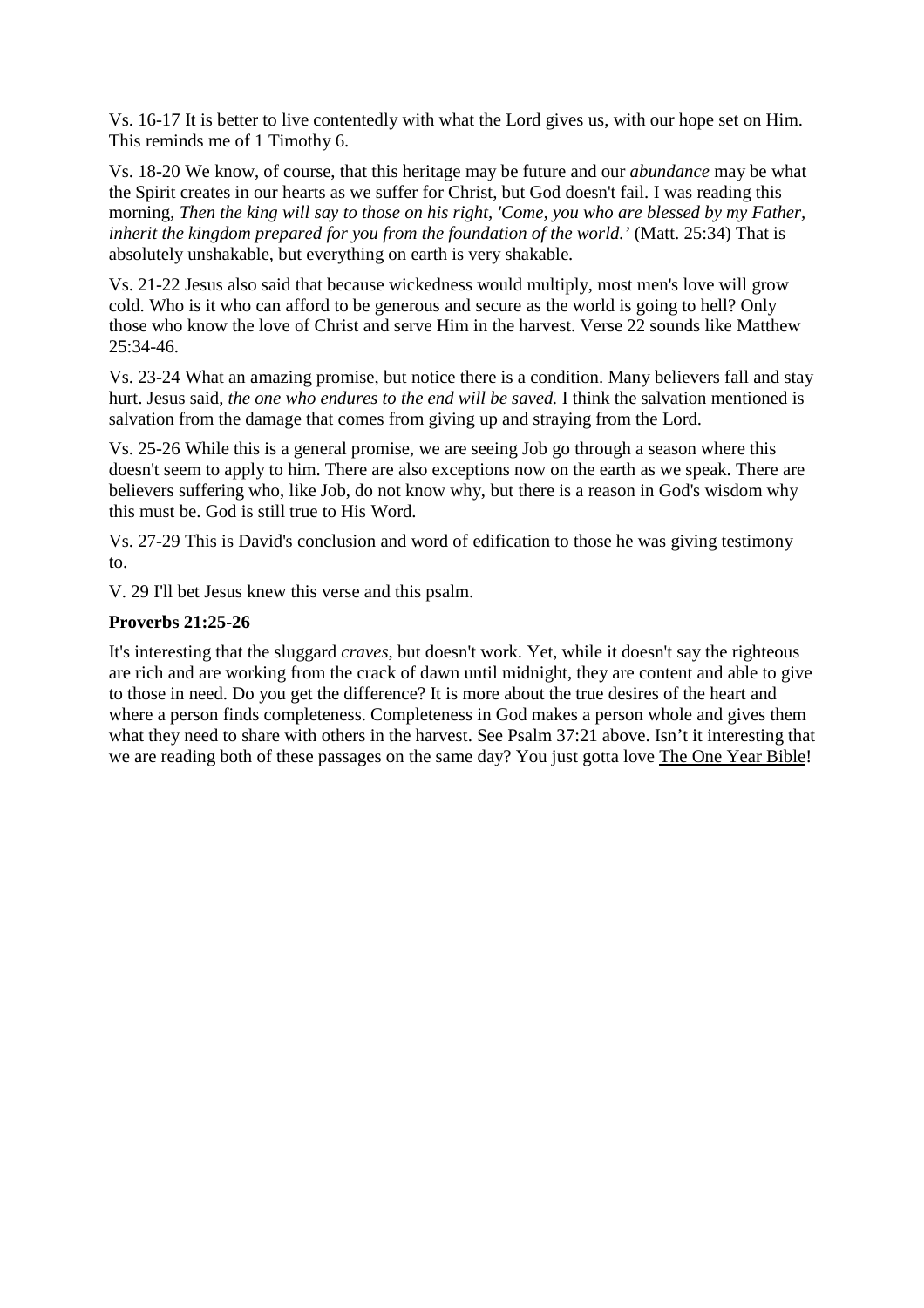Vs. 16-17 It is better to live contentedly with what the Lord gives us, with our hope set on Him. This reminds me of 1 Timothy 6.

Vs. 18-20 We know, of course, that this heritage may be future and our *abundance* may be what the Spirit creates in our hearts as we suffer for Christ, but God doesn't fail. I was reading this morning, *Then the king will say to those on his right, 'Come, you who are blessed by my Father, inherit the kingdom prepared for you from the foundation of the world.'* (Matt. 25:34) That is absolutely unshakable, but everything on earth is very shakable.

Vs. 21-22 Jesus also said that because wickedness would multiply, most men's love will grow cold. Who is it who can afford to be generous and secure as the world is going to hell? Only those who know the love of Christ and serve Him in the harvest. Verse 22 sounds like Matthew 25:34-46.

Vs. 23-24 What an amazing promise, but notice there is a condition. Many believers fall and stay hurt. Jesus said, *the one who endures to the end will be saved.* I think the salvation mentioned is salvation from the damage that comes from giving up and straying from the Lord.

Vs. 25-26 While this is a general promise, we are seeing Job go through a season where this doesn't seem to apply to him. There are also exceptions now on the earth as we speak. There are believers suffering who, like Job, do not know why, but there is a reason in God's wisdom why this must be. God is still true to His Word.

Vs. 27-29 This is David's conclusion and word of edification to those he was giving testimony to.

V. 29 I'll bet Jesus knew this verse and this psalm.

**Proverbs 21:25-26**

It's interesting that the sluggard *craves*, but doesn't work. Yet, while it doesn't say the righteous are rich and are working from the crack of dawn until midnight, they are content and able to give to those in need. Do you get the difference? It is more about the true desires of the heart and where a person finds completeness. Completeness in God makes a person whole and gives them what they need to share with others in the harvest. See Psalm 37:21 above. Isn't it interesting that we are reading both of these passages on the same day? You just gotta love The One Year Bible!